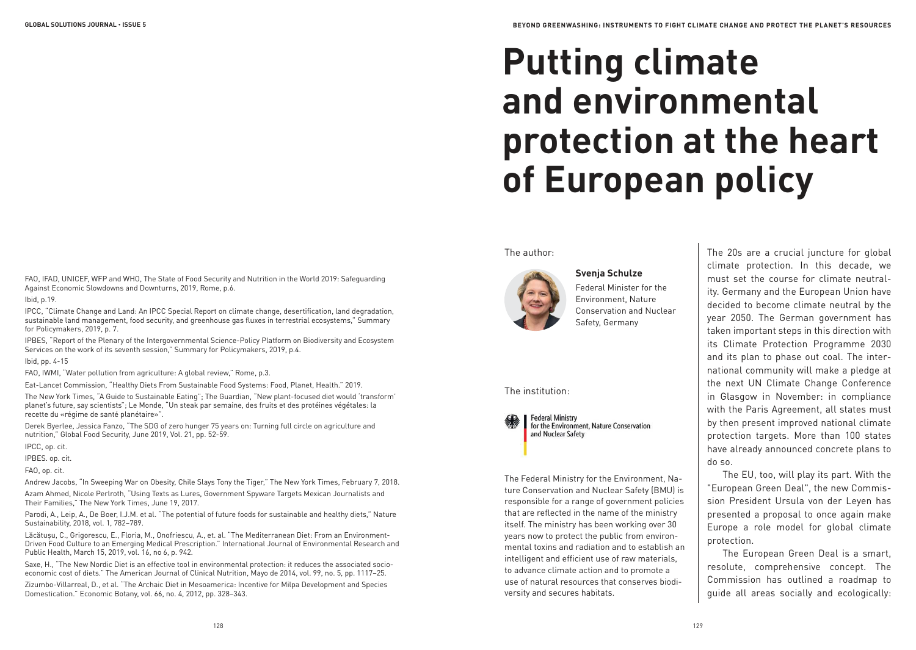FAO, IFAD, UNICEF, WFP and WHO, The State of Food Security and Nutrition in the World 2019: Safeguarding Against Economic Slowdowns and Downturns, 2019, Rome, p.6.

Ibid, p.19.

IPCC, "Climate Change and Land: An IPCC Special Report on climate change, desertification, land degradation, sustainable land management, food security, and greenhouse gas fluxes in terrestrial ecosystems," Summary for Policymakers, 2019, p. 7.

IPBES, "Report of the Plenary of the Intergovernmental Science-Policy Platform on Biodiversity and Ecosystem Services on the work of its seventh session," Summary for Policymakers, 2019, p.4.

Ibid, pp. 4-15

FAO, IWMI, "Water pollution from agriculture: A global review," Rome, p.3.

Eat-Lancet Commission, "Healthy Diets From Sustainable Food Systems: Food, Planet, Health." 2019.

The New York Times, "A Guide to Sustainable Eating"; The Guardian, "New plant-focused diet would 'transform' planet's future, say scientists"; Le Monde, "Un steak par semaine, des fruits et des protéines végétales: la recette du «régime de santé planétaire»".

Derek Byerlee, Jessica Fanzo, "The SDG of zero hunger 75 years on: Turning full circle on agriculture and nutrition," Global Food Security, June 2019, Vol. 21, pp. 52-59.

IPCC, op. cit.

IPBES. op. cit.

FAO, op. cit.

Andrew Jacobs, "In Sweeping War on Obesity, Chile Slays Tony the Tiger," The New York Times, February 7, 2018.

Azam Ahmed, Nicole Perlroth, "Using Texts as Lures, Government Spyware Targets Mexican Journalists and Their Families," The New York Times, June 19, 2017.

Parodi, A., Leip, A., De Boer, I.J.M. et al. "The potential of future foods for sustainable and healthy diets," Nature Sustainability, 2018, vol. 1, 782–789.

Lăcătușu, C., Grigorescu, E., Floria, M., Onofriescu, A., et. al. "The Mediterranean Diet: From an Environment-Driven Food Culture to an Emerging Medical Prescription." International Journal of Environmental Research and Public Health, March 15, 2019, vol. 16, no 6, p. 942.

Saxe, H., "The New Nordic Diet is an effective tool in environmental protection: it reduces the associated socio-economic cost of diets." The American Journal of Clinical Nutrition, Mayo de 2014, vol. 99, no. 5, pp. 1117–25.

Zizumbo-Villarreal, D., et al. "The Archaic Diet in Mesoamerica: Incentive for Milpa Development and Species Domestication." Economic Botany, vol. 66, no. 4, 2012, pp. 328–343.

# Putting climate and environmental protection at the heart of European policy

The author:

**Svenja Schulze**

Federal Minister for the Environment, Nature Conservation and Nuclear Safety, Germany

The institution:

Federal Ministry for the Environment, Nature Conservation and Nuclear Safety

The Federal Ministry for the Environment, Nature Conservation and Nuclear Safety (BMU) is responsible for a range of government policies that are reflected in the name of the ministry itself. The ministry has been working over 30 years now to protect the public from environmental toxins and radiation and to establish an intelligent and efficient use of raw materials, to advance climate action and to promote a use of natural resources that conserves biodiversity and secures habitats.

The 20s are a crucial juncture for global climate protection. In this decade, we must set the course for climate neutrality. Germany and the European Union have decided to become climate neutral by the year 2050. The German government has taken important steps in this direction with its Climate Protection Programme 2030 and its plan to phase out coal. The international community will make a pledge at the next UN Climate Change Conference in Glasgow in November: in compliance with the Paris Agreement, all states must by then present improved national climate protection targets. More than 100 states have already announced concrete plans to do so.

The EU, too, will play its part. With the "European Green Deal", the new Commission President Ursula von der Leyen has presented a proposal to once again make Europe a role model for global climate protection.

The European Green Deal is a smart, resolute, comprehensive concept. The Commission has outlined a roadmap to guide all areas socially and ecologically: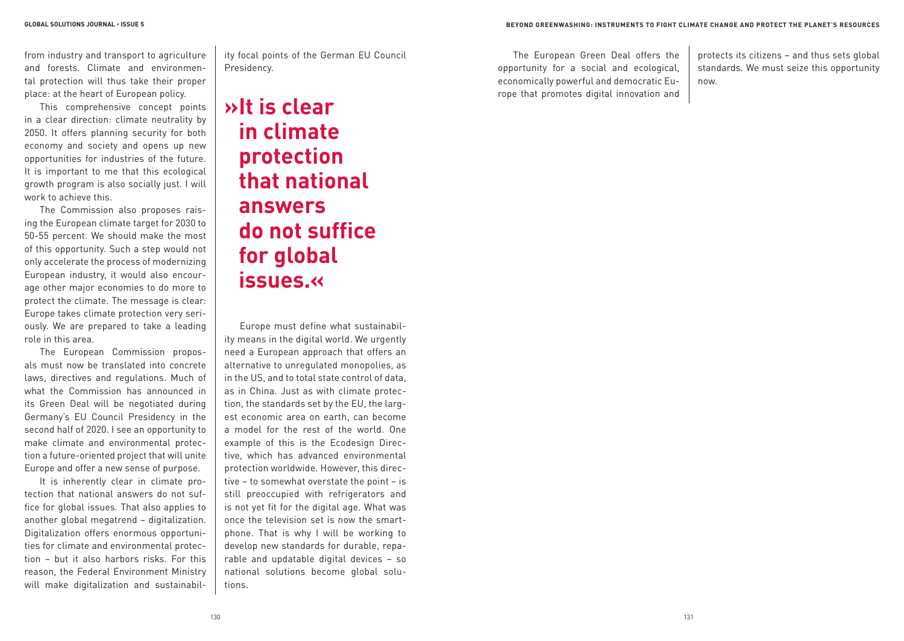from industry and transport to agriculture and forests. Climate and environmental protection will thus take their proper place: at the heart of European policy.

This comprehensive concept points in a clear direction: climate neutrality by 2050. It offers planning security for both economy and society and opens up new opportunities for industries of the future. It is important to me that this ecological growth program is also socially just. I will work to achieve this.

The Commission also proposes raising the European climate target for 2030 to 50-55 percent. We should make the most of this opportunity. Such a step would not only accelerate the process of modernizing European industry, it would also encourage other major economies to do more to protect the climate. The message is clear: Europe takes climate protection very seriously. We are prepared to take a leading role in this area.

The European Commission proposals must now be translated into concrete laws, directives and regulations. Much of what the Commission has announced in its Green Deal will be negotiated during Germany's EU Council Presidency in the second half of 2020. I see an opportunity to make climate and environmental protection a future-oriented project that will unite Europe and offer a new sense of purpose.

It is inherently clear in climate protection that national answers do not suffice for global issues. That also applies to another global megatrend – digitalization. Digitalization offers enormous opportunities for climate and environmental protection – but it also harbors risks. For this reason, the Federal Environment Ministry will make digitalization and sustainability focal points of the German EU Council Presidency.

**»It is clear in climate protection that national answers do not suffice for global issues.«**

Europe must define what sustainability means in the digital world. We urgently need a European approach that offers an alternative to unregulated monopolies, as in the US, and to total state control of data, as in China. Just as with climate protection, the standards set by the EU, the largest economic area on earth, can become a model for the rest of the world. One example of this is the Ecodesign Directive, which has advanced environmental protection worldwide. However, this directive – to somewhat overstate the point – is still preoccupied with refrigerators and is not yet fit for the digital age. What was once the television set is now the smartphone. That is why I will be working to develop new standards for durable, reparable and updatable digital devices – so national solutions become global solutions.

The European Green Deal offers the opportunity for a social and ecological, economically powerful and democratic Europe that promotes digital innovation and protects its citizens – and thus sets global standards. We must seize this opportunity now.